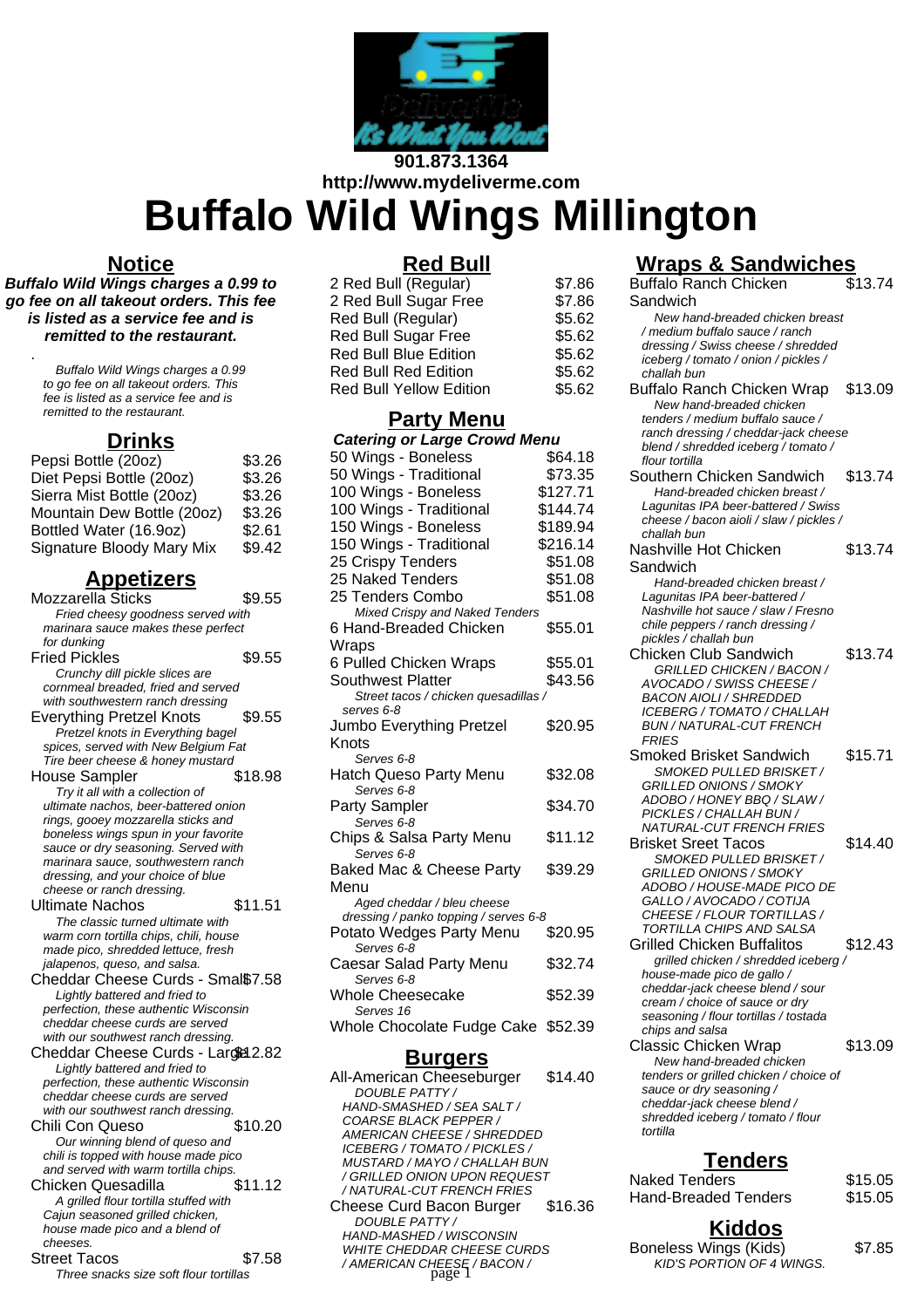901.873.1364
http://www.mydeliverme.com

# Buffalo Wild Wings Millington

## Notice

**Buffalo Wild Wings charges a 0.99 to go fee on all takeout orders. This fee is listed as a service fee and is remitted to the restaurant.**

.

Buffalo Wild Wings charges a 0.99 to go fee on all takeout orders. This fee is listed as a service fee and is remitted to the restaurant.

## Drinks

| Item | Price |
|---|---|
| Pepsi Bottle (20oz) | $3.26 |
| Diet Pepsi Bottle (20oz) | $3.26 |
| Sierra Mist Bottle (20oz) | $3.26 |
| Mountain Dew Bottle (20oz) | $3.26 |
| Bottled Water (16.9oz) | $2.61 |
| Signature Bloody Mary Mix | $9.42 |

## Appetizers

Mozzarella Sticks — $9.55
*Fried cheesy goodness served with marinara sauce makes these perfect for dunking*

Fried Pickles — $9.55
*Crunchy dill pickle slices are cornmeal breaded, fried and served with southwestern ranch dressing*

Everything Pretzel Knots — $9.55
*Pretzel knots in Everything bagel spices, served with New Belgium Fat Tire beer cheese & honey mustard*

House Sampler — $18.98
*Try it all with a collection of ultimate nachos, beer-battered onion rings, gooey mozzarella sticks and boneless wings spun in your favorite sauce or dry seasoning. Served with marinara sauce, southwestern ranch dressing, and your choice of blue cheese or ranch dressing.*

Ultimate Nachos — $11.51
*The classic turned ultimate with warm corn tortilla chips, chili, house made pico, shredded lettuce, fresh jalapenos, queso, and salsa.*

Cheddar Cheese Curds - Small — $7.58
*Lightly battered and fried to perfection, these authentic Wisconsin cheddar cheese curds are served with our southwest ranch dressing.*

Cheddar Cheese Curds - Large — $12.82
*Lightly battered and fried to perfection, these authentic Wisconsin cheddar cheese curds are served with our southwest ranch dressing.*

Chili Con Queso — $10.20
*Our winning blend of queso and chili is topped with house made pico and served with warm tortilla chips.*

Chicken Quesadilla — $11.12
*A grilled flour tortilla stuffed with Cajun seasoned grilled chicken, house made pico and a blend of cheeses.*

Street Tacos — $7.58
*Three snacks size soft flour tortillas*

## Red Bull

| Item | Price |
|---|---|
| 2 Red Bull (Regular) | $7.86 |
| 2 Red Bull Sugar Free | $7.86 |
| Red Bull (Regular) | $5.62 |
| Red Bull Sugar Free | $5.62 |
| Red Bull Blue Edition | $5.62 |
| Red Bull Red Edition | $5.62 |
| Red Bull Yellow Edition | $5.62 |

## Party Menu

***Catering or Large Crowd Menu***

50 Wings - Boneless — $64.18

50 Wings - Traditional — $73.35

100 Wings - Boneless — $127.71

100 Wings - Traditional — $144.74

150 Wings - Boneless — $189.94

150 Wings - Traditional — $216.14

25 Crispy Tenders — $51.08

25 Naked Tenders — $51.08

25 Tenders Combo — $51.08
*Mixed Crispy and Naked Tenders*

6 Hand-Breaded Chicken Wraps — $55.01

6 Pulled Chicken Wraps — $55.01

Southwest Platter — $43.56
*Street tacos / chicken quesadillas / serves 6-8*

Jumbo Everything Pretzel Knots — $20.95
*Serves 6-8*

Hatch Queso Party Menu — $32.08
*Serves 6-8*

Party Sampler — $34.70
*Serves 6-8*

Chips & Salsa Party Menu — $11.12
*Serves 6-8*

Baked Mac & Cheese Party Menu — $39.29
*Aged cheddar / bleu cheese dressing / panko topping / serves 6-8*

Potato Wedges Party Menu — $20.95
*Serves 6-8*

Caesar Salad Party Menu — $32.74
*Serves 6-8*

Whole Cheesecake — $52.39
*Serves 16*

Whole Chocolate Fudge Cake — $52.39

## Burgers

All-American Cheeseburger — $14.40
*DOUBLE PATTY / HAND-SMASHED / SEA SALT / COARSE BLACK PEPPER / AMERICAN CHEESE / SHREDDED ICEBERG / TOMATO / PICKLES / MUSTARD / MAYO / CHALLAH BUN / GRILLED ONION UPON REQUEST / NATURAL-CUT FRENCH FRIES*

Cheese Curd Bacon Burger — $16.36
*DOUBLE PATTY / HAND-MASHED / WISCONSIN WHITE CHEDDAR CHEESE CURDS / AMERICAN CHEESE / BACON /*

## Wraps & Sandwiches

Buffalo Ranch Chicken Sandwich — $13.74
*New hand-breaded chicken breast / medium buffalo sauce / ranch dressing / Swiss cheese / shredded iceberg / tomato / onion / pickles / challah bun*

Buffalo Ranch Chicken Wrap — $13.09
*New hand-breaded chicken tenders / medium buffalo sauce / ranch dressing / cheddar-jack cheese blend / shredded iceberg / tomato / flour tortilla*

Southern Chicken Sandwich — $13.74
*Hand-breaded chicken breast / Lagunitas IPA beer-battered / Swiss cheese / bacon aioli / slaw / pickles / challah bun*

Nashville Hot Chicken Sandwich — $13.74
*Hand-breaded chicken breast / Lagunitas IPA beer-battered / Nashville hot sauce / slaw / Fresno chile peppers / ranch dressing / pickles / challah bun*

Chicken Club Sandwich — $13.74
*GRILLED CHICKEN / BACON / AVOCADO / SWISS CHEESE / BACON AIOLI / SHREDDED ICEBERG / TOMATO / CHALLAH BUN / NATURAL-CUT FRENCH FRIES*

Smoked Brisket Sandwich — $15.71
*SMOKED PULLED BRISKET / GRILLED ONIONS / SMOKY ADOBO / HONEY BBQ / SLAW / PICKLES / CHALLAH BUN / NATURAL-CUT FRENCH FRIES*

Brisket Sreet Tacos — $14.40
*SMOKED PULLED BRISKET / GRILLED ONIONS / SMOKY ADOBO / HOUSE-MADE PICO DE GALLO / AVOCADO / COTIJA CHEESE / FLOUR TORTILLAS / TORTILLA CHIPS AND SALSA*

Grilled Chicken Buffalitos — $12.43
*grilled chicken / shredded iceberg / house-made pico de gallo / cheddar-jack cheese blend / sour cream / choice of sauce or dry seasoning / flour tortillas / tostada chips and salsa*

Classic Chicken Wrap — $13.09
*New hand-breaded chicken tenders or grilled chicken / choice of sauce or dry seasoning / cheddar-jack cheese blend / shredded iceberg / tomato / flour tortilla*

## Tenders

| Item | Price |
|---|---|
| Naked Tenders | $15.05 |
| Hand-Breaded Tenders | $15.05 |

## Kiddos

Boneless Wings (Kids) — $7.85
*KID'S PORTION OF 4 WINGS.*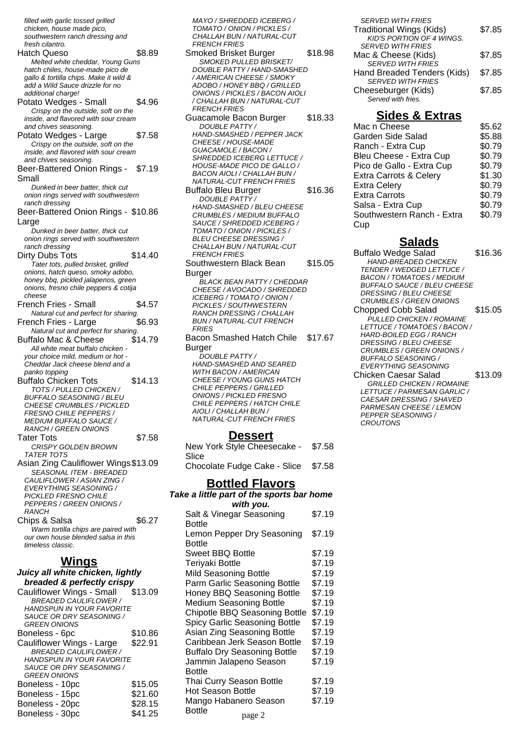*filled with garlic tossed grilled chicken, house made pico, southwestern ranch dressing and fresh cilantro.*

**Hatch Queso** $8.89
*Melted white cheddar, Young Guns hatch chiles, house-made pico de gallo & tortilla chips. Make it wild & add a Wild Sauce drizzle for no additional charge!*

**Potato Wedges - Small** $4.96
*Crispy on the outside, soft on the inside, and flavored with sour cream and chives seasoning.*

**Potato Wedges - Large** $7.58
*Crispy on the outside, soft on the inside, and flavored with sour cream and chives seasoning.*

**Beer-Battered Onion Rings - Small** $7.19
*Dunked in beer batter, thick cut onion rings served with southwestern ranch dressing*

**Beer-Battered Onion Rings - Large** $10.86
*Dunked in beer batter, thick cut onion rings served with southwestern ranch dressing*

**Dirty Dubs Tots** $14.40
*Tater tots, pulled brisket, grilled onions, hatch queso, smoky adobo, honey bbq, pickled jalapenos, green onions, fresno chile peppers & cotija cheese*

**French Fries - Small** $4.57
*Natural cut and perfect for sharing.*

**French Fries - Large** $6.93
*Natural cut and perfect for sharing.*

**Buffalo Mac & Cheese** $14.79
*All white meat buffalo chicken - your choice mild, medium or hot - Cheddar Jack cheese blend and a panko topping*

**Buffalo Chicken Tots** $14.13
*TOTS / PULLED CHICKEN / BUFFALO SEASONING / BLEU CHEESE CRUMBLES / PICKLED FRESNO CHILE PEPPERS / MEDIUM BUFFALO SAUCE / RANCH / GREEN ONIONS*

**Tater Tots** $7.58
*CRISPY GOLDEN BROWN TATER TOTS*

**Asian Zing Cauliflower Wings** $13.09
*SEASONAL ITEM - BREADED CAULIFLOWER / ASIAN ZING / EVERYTHING SEASONING / PICKLED FRESNO CHILE PEPPERS / GREEN ONIONS / RANCH*

**Chips & Salsa** $6.27
*Warm tortilla chips are paired with our own house blended salsa in this timeless classic.*

## Wings

***Juicy all white chicken, lightly breaded & perfectly crispy***

**Cauliflower Wings - Small** $13.09
*BREADED CAULIFLOWER / HANDSPUN IN YOUR FAVORITE SAUCE OR DRY SEASONING / GREEN ONIONS*

**Boneless - 6pc** $10.86

**Cauliflower Wings - Large** $22.91
*BREADED CAULIFLOWER / HANDSPUN IN YOUR FAVORITE SAUCE OR DRY SEASONING / GREEN ONIONS*

**Boneless - 10pc** $15.05

**Boneless - 15pc** $21.60

**Boneless - 20pc** $28.15

**Boneless - 30pc** $41.25

*MAYO / SHREDDED ICEBERG / TOMATO / ONION / PICKLES / CHALLAH BUN / NATURAL-CUT FRENCH FRIES*

**Smoked Brisket Burger** $18.98
*SMOKED PULLED BRISKET/ DOUBLE PATTY / HAND-SMASHED / AMERICAN CHEESE / SMOKY ADOBO / HONEY BBQ / GRILLED ONIONS / PICKLES / BACON AIOLI / CHALLAH BUN / NATURAL-CUT FRENCH FRIES*

**Guacamole Bacon Burger** $18.33
*DOUBLE PATTY / HAND-SMASHED / PEPPER JACK CHEESE / HOUSE-MADE GUACAMOLE / BACON / SHREDDED ICEBERG LETTUCE / HOUSE-MADE PICO DE GALLO / BACON AIOLI / CHALLAH BUN / NATURAL-CUT FRENCH FRIES*

**Buffalo Bleu Burger** $16.36
*DOUBLE PATTY / HAND-SMASHED / BLEU CHEESE CRUMBLES / MEDIUM BUFFALO SAUCE / SHREDDED ICEBERG / TOMATO / ONION / PICKLES / BLEU CHEESE DRESSING / CHALLAH BUN / NATURAL-CUT FRENCH FRIES*

**Southwestern Black Bean Burger** $15.05
*BLACK BEAN PATTY / CHEDDAR CHEESE / AVOCADO / SHREDDED ICEBERG / TOMATO / ONION / PICKLES / SOUTHWESTERN RANCH DRESSING / CHALLAH BUN / NATURAL-CUT FRENCH FRIES*

**Bacon Smashed Hatch Chile Burger** $17.67
*DOUBLE PATTY / HAND-SMASHED AND SEARED WITH BACON / AMERICAN CHEESE / YOUNG GUNS HATCH CHILE PEPPERS / GRILLED ONIONS / PICKLED FRESNO CHILE PEPPERS / HATCH CHILE AIOLI / CHALLAH BUN / NATURAL-CUT FRENCH FRIES*

## Dessert

| Item | Price |
|---|---|
| New York Style Cheesecake - Slice | $7.58 |
| Chocolate Fudge Cake - Slice | $7.58 |

## Bottled Flavors

***Take a little part of the sports bar home with you.***

| Item | Price |
|---|---|
| Salt & Vinegar Seasoning Bottle | $7.19 |
| Lemon Pepper Dry Seasoning Bottle | $7.19 |
| Sweet BBQ Bottle | $7.19 |
| Teriyaki Bottle | $7.19 |
| Mild Seasoning Bottle | $7.19 |
| Parm Garlic Seasoning Bottle | $7.19 |
| Honey BBQ Seasoning Bottle | $7.19 |
| Medium Seasoning Bottle | $7.19 |
| Chipotle BBQ Seasoning Bottle | $7.19 |
| Spicy Garlic Seasoning Bottle | $7.19 |
| Asian Zing Seasoning Bottle | $7.19 |
| Caribbean Jerk Season Bottle | $7.19 |
| Buffalo Dry Seasoning Bottle | $7.19 |
| Jammin Jalapeno Season Bottle | $7.19 |
| Thai Curry Season Bottle | $7.19 |
| Hot Season Bottle | $7.19 |
| Mango Habanero Season Bottle | $7.19 |

*SERVED WITH FRIES*

**Traditional Wings (Kids)** $7.85
*KID'S PORTION OF 4 WINGS. SERVED WITH FRIES*

**Mac & Cheese (Kids)** $7.85
*SERVED WITH FRIES*

**Hand Breaded Tenders (Kids)** $7.85
*SERVED WITH FRIES*

**Cheeseburger (Kids)** $7.85
*Served with fries.*

## Sides & Extras

| Item | Price |
|---|---|
| Mac n Cheese | $5.62 |
| Garden Side Salad | $5.88 |
| Ranch - Extra Cup | $0.79 |
| Bleu Cheese - Extra Cup | $0.79 |
| Pico de Gallo - Extra Cup | $0.79 |
| Extra Carrots & Celery | $1.30 |
| Extra Celery | $0.79 |
| Extra Carrots | $0.79 |
| Salsa - Extra Cup | $0.79 |
| Southwestern Ranch - Extra Cup | $0.79 |

## Salads

**Buffalo Wedge Salad** $16.36
*HAND-BREADED CHICKEN TENDER / WEDGED LETTUCE / BACON / TOMATOES / MEDIUM BUFFALO SAUCE / BLEU CHEESE DRESSING / BLEU CHEESE CRUMBLES / GREEN ONIONS*

**Chopped Cobb Salad** $15.05
*PULLED CHICKEN / ROMAINE LETTUCE / TOMATOES / BACON / HARD-BOILED EGG / RANCH DRESSING / BLEU CHEESE CRUMBLES / GREEN ONIONS / BUFFALO SEASONING / EVERYTHING SEASONING*

**Chicken Caesar Salad** $13.09
*GRILLED CHICKEN / ROMAINE LETTUCE / PARMESAN GARLIC / CAESAR DRESSING / SHAVED PARMESAN CHEESE / LEMON PEPPER SEASONING / CROUTONS*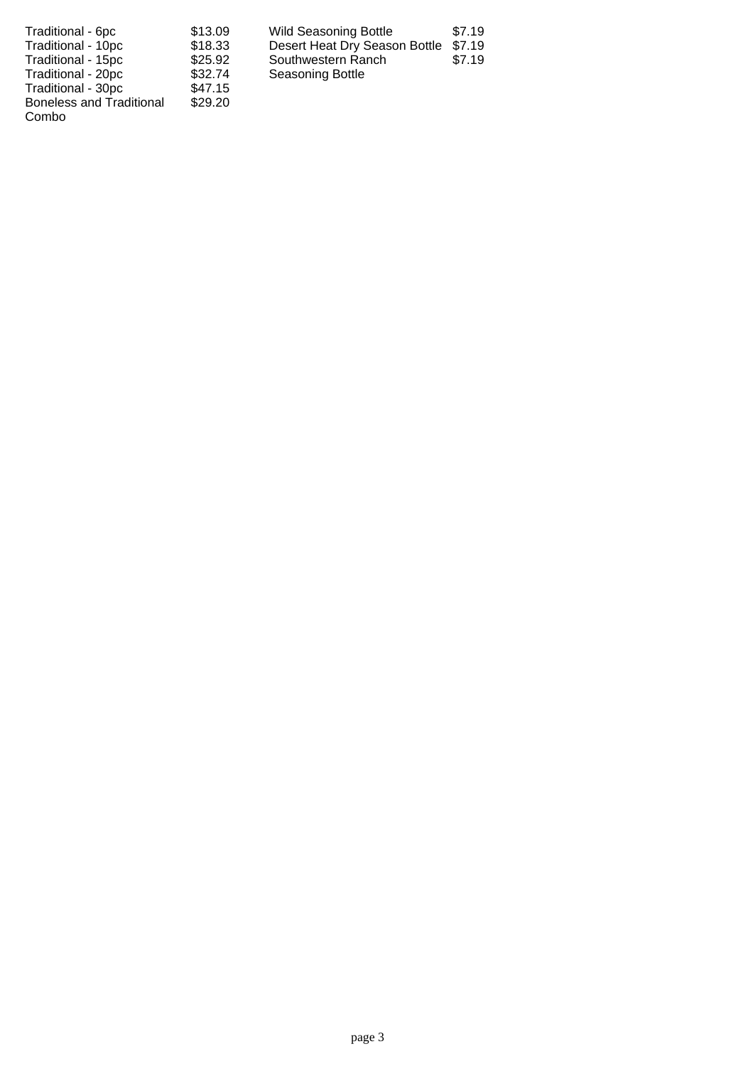| | |
|---|---|
| Traditional - 6pc | $13.09 |
| Traditional - 10pc | $18.33 |
| Traditional - 15pc | $25.92 |
| Traditional - 20pc | $32.74 |
| Traditional - 30pc | $47.15 |
| Boneless and Traditional Combo | $29.20 |

| | |
|---|---|
| Wild Seasoning Bottle | $7.19 |
| Desert Heat Dry Season Bottle | $7.19 |
| Southwestern Ranch Seasoning Bottle | $7.19 |